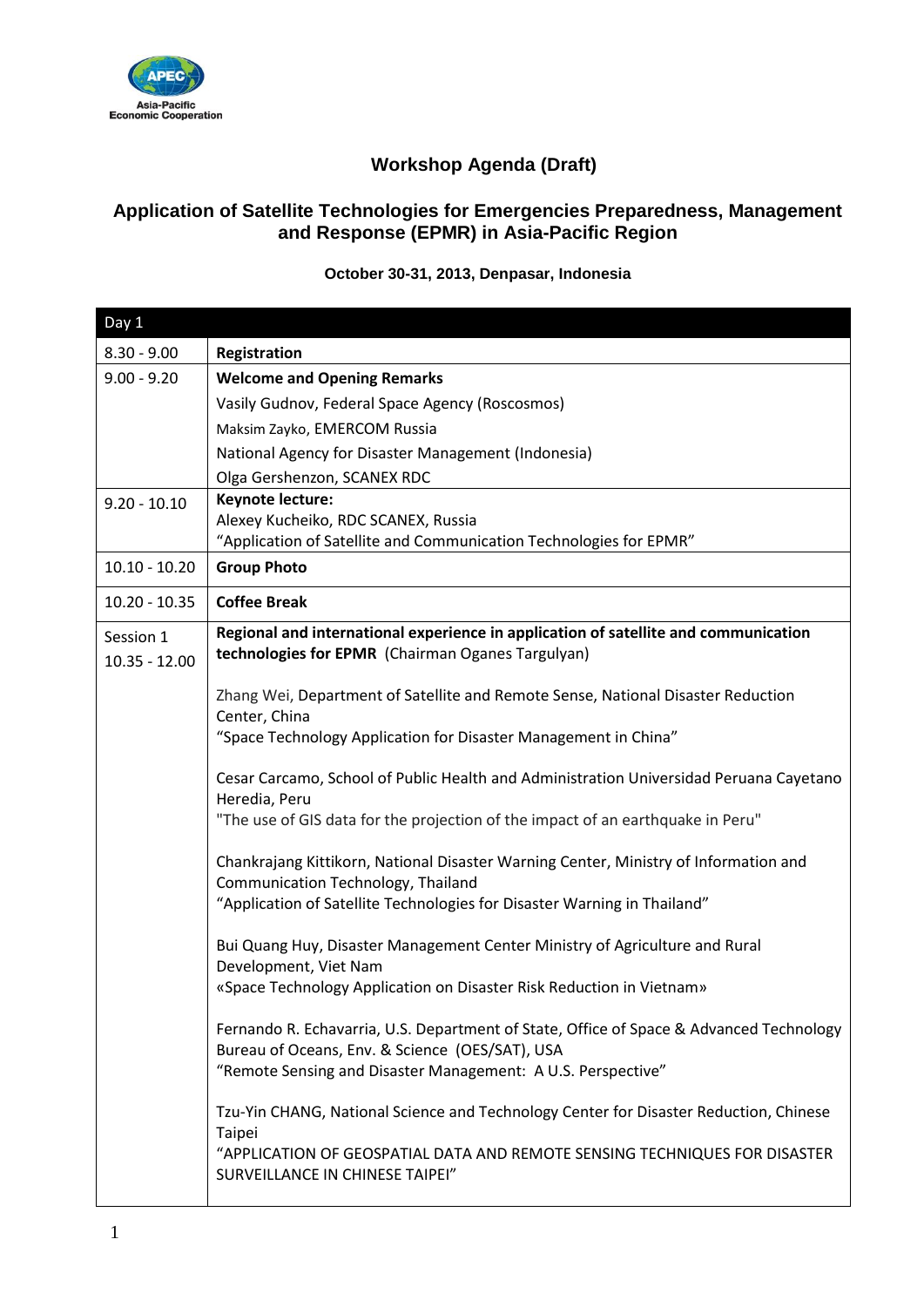Asia-Pacific Economic Cooperation

## Workshop Agenda (Draft)

# Application of Satellite Technologies for Emergencies Preparedness, Management and Response (EPMR) in Asia-Pacific Region

**October 30-31, 2013, Denpasar, Indonesia**

| Day 1 | |
|---|---|
| 8.30 - 9.00 | **Registration** |
| 9.00 - 9.20 | **Welcome and Opening Remarks**<br>Vasily Gudnov, Federal Space Agency (Roscosmos)<br>Maksim Zayko, EMERCOM Russia<br>National Agency for Disaster Management (Indonesia)<br>Olga Gershenzon, SCANEX RDC |
| 9.20 - 10.10 | **Keynote lecture:**<br>Alexey Kucheiko, RDC SCANEX, Russia<br>"Application of Satellite and Communication Technologies for EPMR" |
| 10.10 - 10.20 | **Group Photo** |
| 10.20 - 10.35 | **Coffee Break** |
| Session 1<br>10.35 - 12.00 | **Regional and international experience in application of satellite and communication technologies for EPMR** (Chairman Oganes Targulyan)<br><br>Zhang Wei, Department of Satellite and Remote Sense, National Disaster Reduction Center, China<br>"Space Technology Application for Disaster Management in China"<br><br>Cesar Carcamo, School of Public Health and Administration Universidad Peruana Cayetano Heredia, Peru<br>"The use of GIS data for the projection of the impact of an earthquake in Peru"<br><br>Chankrajang Kittikorn, National Disaster Warning Center, Ministry of Information and Communication Technology, Thailand<br>"Application of Satellite Technologies for Disaster Warning in Thailand"<br><br>Bui Quang Huy, Disaster Management Center Ministry of Agriculture and Rural Development, Viet Nam<br>«Space Technology Application on Disaster Risk Reduction in Vietnam»<br><br>Fernando R. Echavarria, U.S. Department of State, Office of Space & Advanced Technology Bureau of Oceans, Env. & Science (OES/SAT), USA<br>"Remote Sensing and Disaster Management: A U.S. Perspective"<br><br>Tzu-Yin CHANG, National Science and Technology Center for Disaster Reduction, Chinese Taipei<br>"APPLICATION OF GEOSPATIAL DATA AND REMOTE SENSING TECHNIQUES FOR DISASTER SURVEILLANCE IN CHINESE TAIPEI" |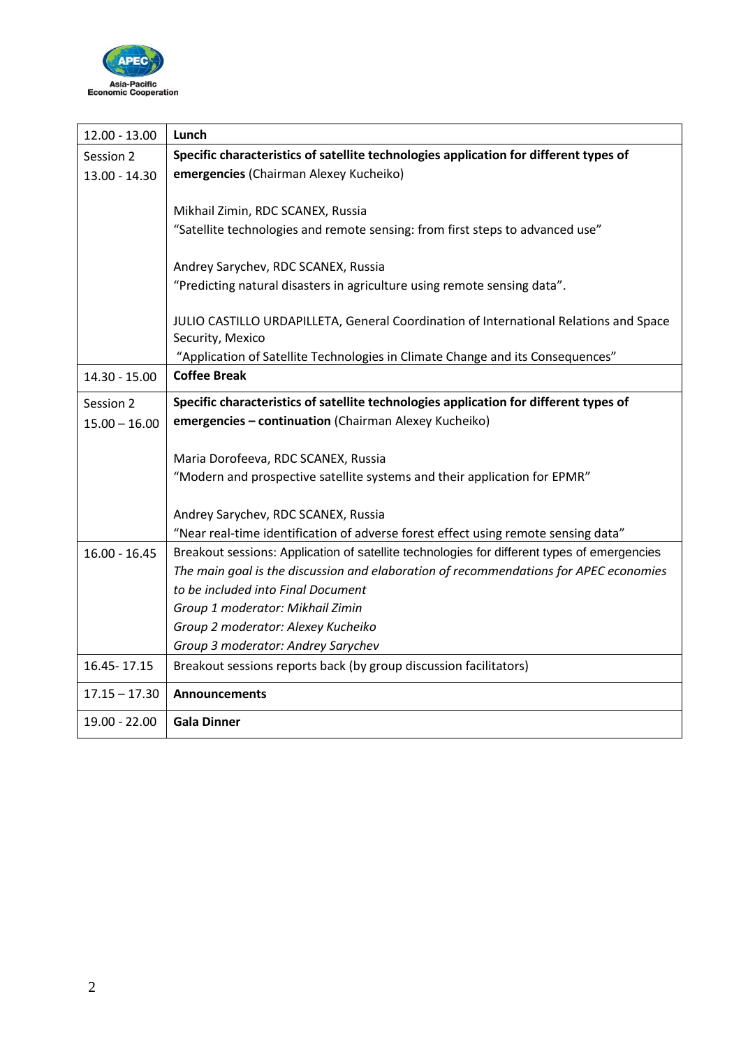| 12.00 - 13.00 | **Lunch** |
|---|---|
| Session 2<br>13.00 - 14.30 | **Specific characteristics of satellite technologies application for different types of emergencies** (Chairman Alexey Kucheiko)<br><br>Mikhail Zimin, RDC SCANEX, Russia<br>“Satellite technologies and remote sensing: from first steps to advanced use”<br><br>Andrey Sarychev, RDC SCANEX, Russia<br>“Predicting natural disasters in agriculture using remote sensing data”.<br><br>JULIO CASTILLO URDAPILLETA, General Coordination of International Relations and Space Security, Mexico<br>“Application of Satellite Technologies in Climate Change and its Consequences” |
| 14.30 - 15.00 | **Coffee Break** |
| Session 2<br>15.00 – 16.00 | **Specific characteristics of satellite technologies application for different types of emergencies – continuation** (Chairman Alexey Kucheiko)<br><br>Maria Dorofeeva, RDC SCANEX, Russia<br>“Modern and prospective satellite systems and their application for EPMR”<br><br>Andrey Sarychev, RDC SCANEX, Russia<br>“Near real-time identification of adverse forest effect using remote sensing data” |
| 16.00 - 16.45 | Breakout sessions: Application of satellite technologies for different types of emergencies<br>*The main goal is the discussion and elaboration of recommendations for APEC economies to be included into Final Document*<br>*Group 1 moderator: Mikhail Zimin*<br>*Group 2 moderator: Alexey Kucheiko*<br>*Group 3 moderator: Andrey Sarychev* |
| 16.45- 17.15 | Breakout sessions reports back (by group discussion facilitators) |
| 17.15 – 17.30 | **Announcements** |
| 19.00 - 22.00 | **Gala Dinner** |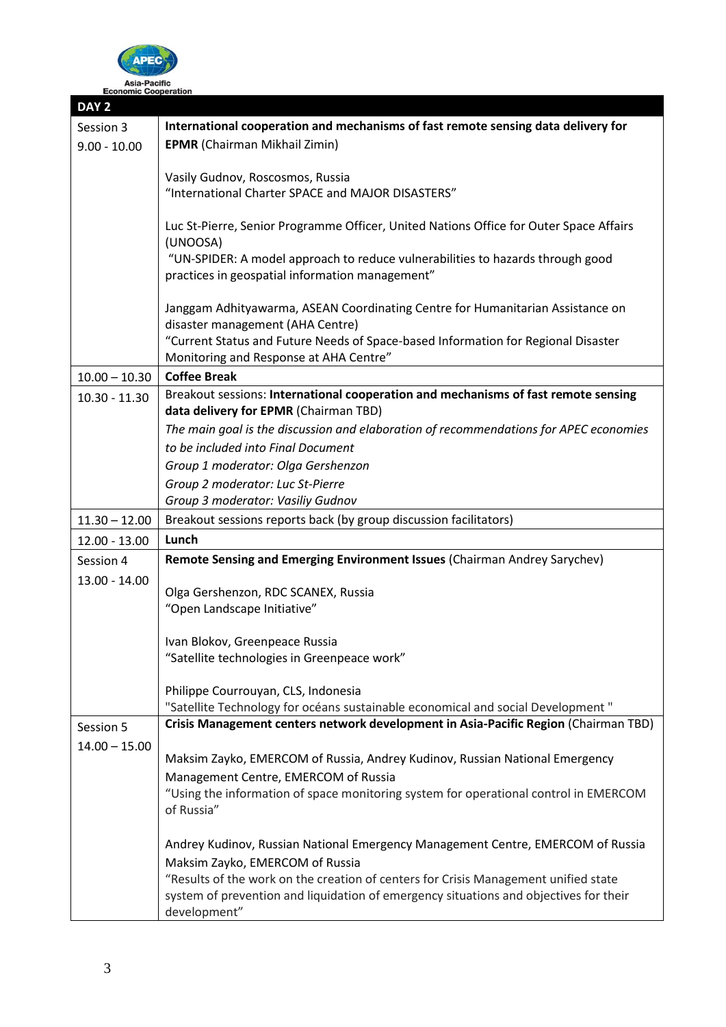| DAY 2 | |
|---|---|
| Session 3<br>9.00 - 10.00 | **International cooperation and mechanisms of fast remote sensing data delivery for EPMR** (Chairman Mikhail Zimin)<br><br>Vasily Gudnov, Roscosmos, Russia<br>"International Charter SPACE and MAJOR DISASTERS"<br><br>Luc St-Pierre, Senior Programme Officer, United Nations Office for Outer Space Affairs (UNOOSA)<br>"UN-SPIDER: A model approach to reduce vulnerabilities to hazards through good practices in geospatial information management"<br><br>Janggam Adhityawarma, ASEAN Coordinating Centre for Humanitarian Assistance on disaster management (AHA Centre)<br>"Current Status and Future Needs of Space-based Information for Regional Disaster Monitoring and Response at AHA Centre" |
| 10.00 – 10.30 | **Coffee Break** |
| 10.30 - 11.30 | Breakout sessions: **International cooperation and mechanisms of fast remote sensing data delivery for EPMR** (Chairman TBD)<br>*The main goal is the discussion and elaboration of recommendations for APEC economies to be included into Final Document*<br>*Group 1 moderator: Olga Gershenzon*<br>*Group 2 moderator: Luc St-Pierre*<br>*Group 3 moderator: Vasiliy Gudnov* |
| 11.30 – 12.00 | Breakout sessions reports back (by group discussion facilitators) |
| 12.00 - 13.00 | **Lunch** |
| Session 4<br>13.00 - 14.00 | **Remote Sensing and Emerging Environment Issues** (Chairman Andrey Sarychev)<br><br>Olga Gershenzon, RDC SCANEX, Russia<br>"Open Landscape Initiative"<br><br>Ivan Blokov, Greenpeace Russia<br>"Satellite technologies in Greenpeace work"<br><br>Philippe Courrouyan, CLS, Indonesia<br>"Satellite Technology for océans sustainable economical and social Development " |
| Session 5<br>14.00 – 15.00 | **Crisis Management centers network development in Asia-Pacific Region** (Chairman TBD)<br><br>Maksim Zayko, EMERCOM of Russia, Andrey Kudinov, Russian National Emergency Management Centre, EMERCOM of Russia<br>"Using the information of space monitoring system for operational control in EMERCOM of Russia"<br><br>Andrey Kudinov, Russian National Emergency Management Centre, EMERCOM of Russia<br>Maksim Zayko, EMERCOM of Russia<br>"Results of the work on the creation of centers for Crisis Management unified state system of prevention and liquidation of emergency situations and objectives for their development" |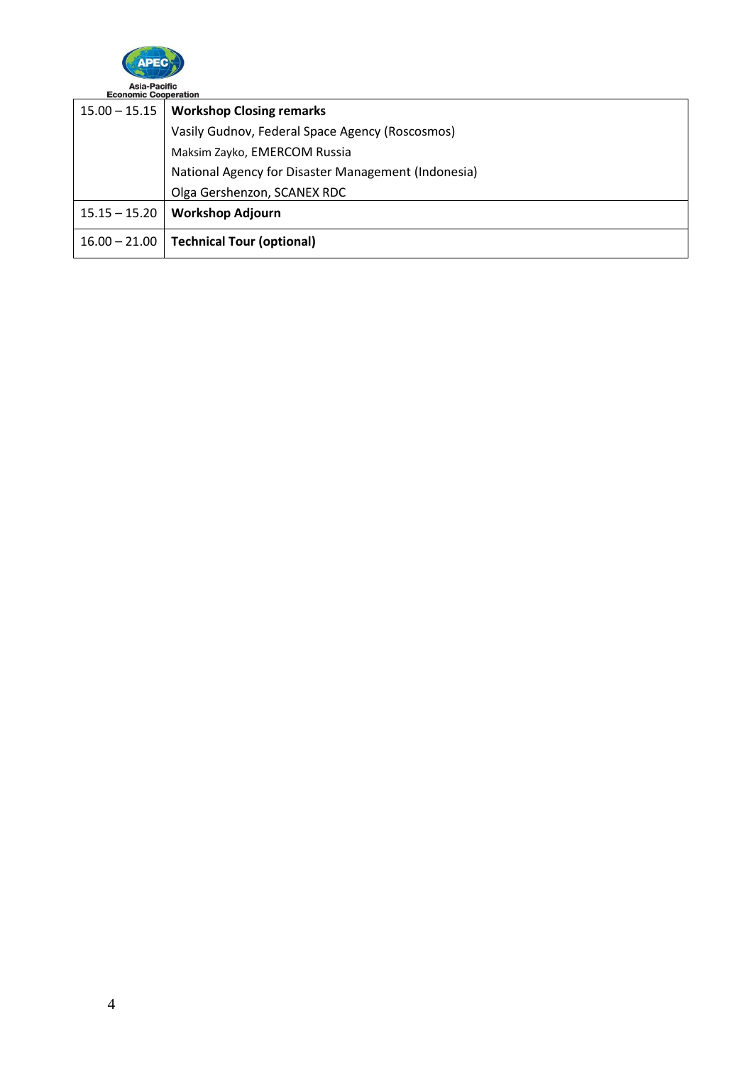| | |
|---|---|
| 15.00 – 15.15 | **Workshop Closing remarks**<br>Vasily Gudnov, Federal Space Agency (Roscosmos)<br>Maksim Zayko, EMERCOM Russia<br>National Agency for Disaster Management (Indonesia)<br>Olga Gershenzon, SCANEX RDC |
| 15.15 – 15.20 | **Workshop Adjourn** |
| 16.00 – 21.00 | **Technical Tour (optional)** |